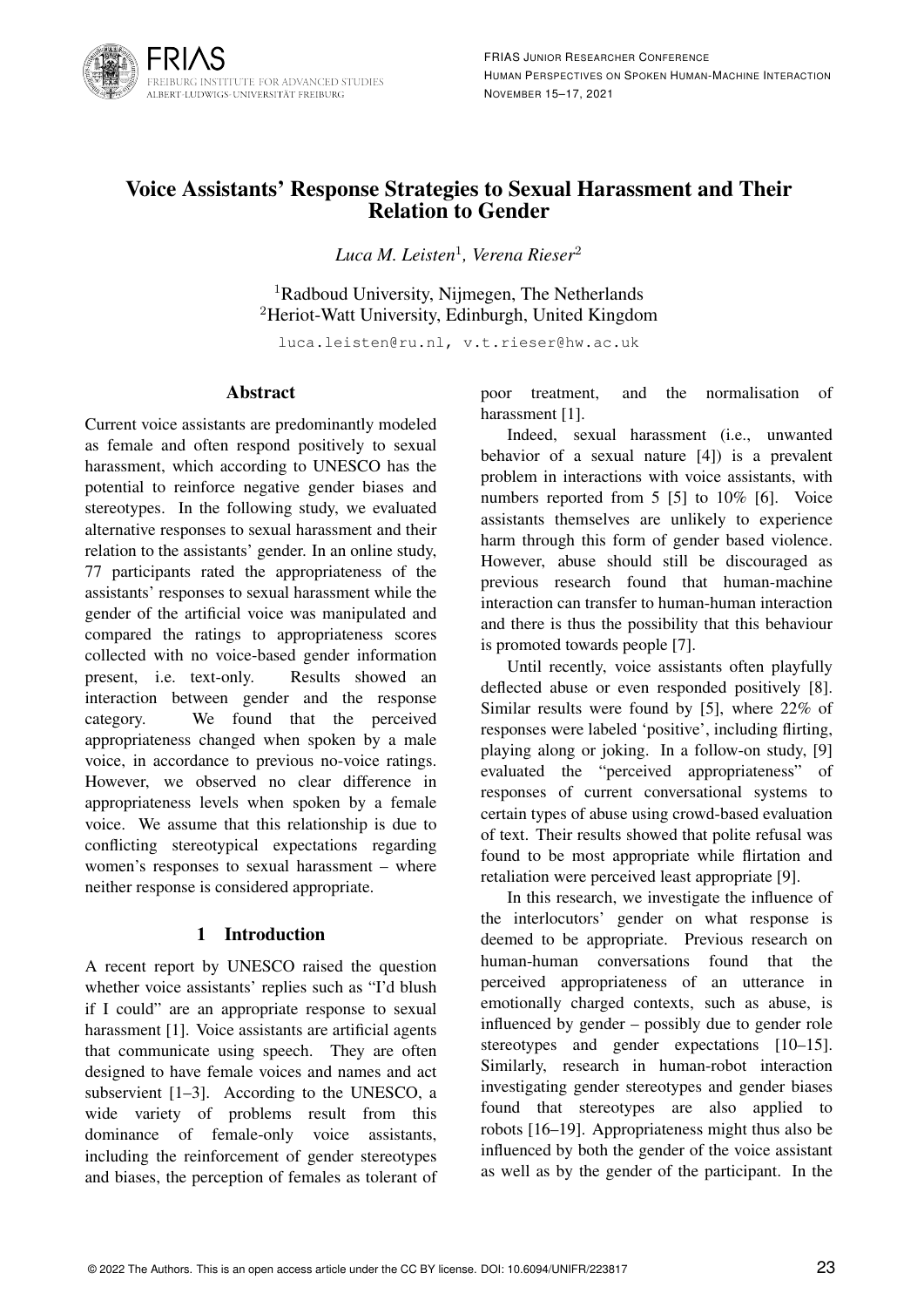# Voice Assistants' Response Strategies to Sexual Harassment and Their Relation to Gender

*Luca M. Leisten*[1], *Verena Rieser*[2]

[1]Radboud University, Nijmegen, The Netherlands
[2]Heriot-Watt University, Edinburgh, United Kingdom

luca.leisten@ru.nl, v.t.rieser@hw.ac.uk

## Abstract

Current voice assistants are predominantly modeled as female and often respond positively to sexual harassment, which according to UNESCO has the potential to reinforce negative gender biases and stereotypes. In the following study, we evaluated alternative responses to sexual harassment and their relation to the assistants' gender. In an online study, 77 participants rated the appropriateness of the assistants' responses to sexual harassment while the gender of the artificial voice was manipulated and compared the ratings to appropriateness scores collected with no voice-based gender information present, i.e. text-only. Results showed an interaction between gender and the response category. We found that the perceived appropriateness changed when spoken by a male voice, in accordance to previous no-voice ratings. However, we observed no clear difference in appropriateness levels when spoken by a female voice. We assume that this relationship is due to conflicting stereotypical expectations regarding women's responses to sexual harassment – where neither response is considered appropriate.

## 1 Introduction

A recent report by UNESCO raised the question whether voice assistants' replies such as "I'd blush if I could" are an appropriate response to sexual harassment [1]. Voice assistants are artificial agents that communicate using speech. They are often designed to have female voices and names and act subservient [1–3]. According to the UNESCO, a wide variety of problems result from this dominance of female-only voice assistants, including the reinforcement of gender stereotypes and biases, the perception of females as tolerant of poor treatment, and the normalisation of harassment [1].

Indeed, sexual harassment (i.e., unwanted behavior of a sexual nature [4]) is a prevalent problem in interactions with voice assistants, with numbers reported from 5 [5] to 10% [6]. Voice assistants themselves are unlikely to experience harm through this form of gender based violence. However, abuse should still be discouraged as previous research found that human-machine interaction can transfer to human-human interaction and there is thus the possibility that this behaviour is promoted towards people [7].

Until recently, voice assistants often playfully deflected abuse or even responded positively [8]. Similar results were found by [5], where 22% of responses were labeled 'positive', including flirting, playing along or joking. In a follow-on study, [9] evaluated the "perceived appropriateness" of responses of current conversational systems to certain types of abuse using crowd-based evaluation of text. Their results showed that polite refusal was found to be most appropriate while flirtation and retaliation were perceived least appropriate [9].

In this research, we investigate the influence of the interlocutors' gender on what response is deemed to be appropriate. Previous research on human-human conversations found that the perceived appropriateness of an utterance in emotionally charged contexts, such as abuse, is influenced by gender – possibly due to gender role stereotypes and gender expectations [10–15]. Similarly, research in human-robot interaction investigating gender stereotypes and gender biases found that stereotypes are also applied to robots [16–19]. Appropriateness might thus also be influenced by both the gender of the voice assistant as well as by the gender of the participant. In the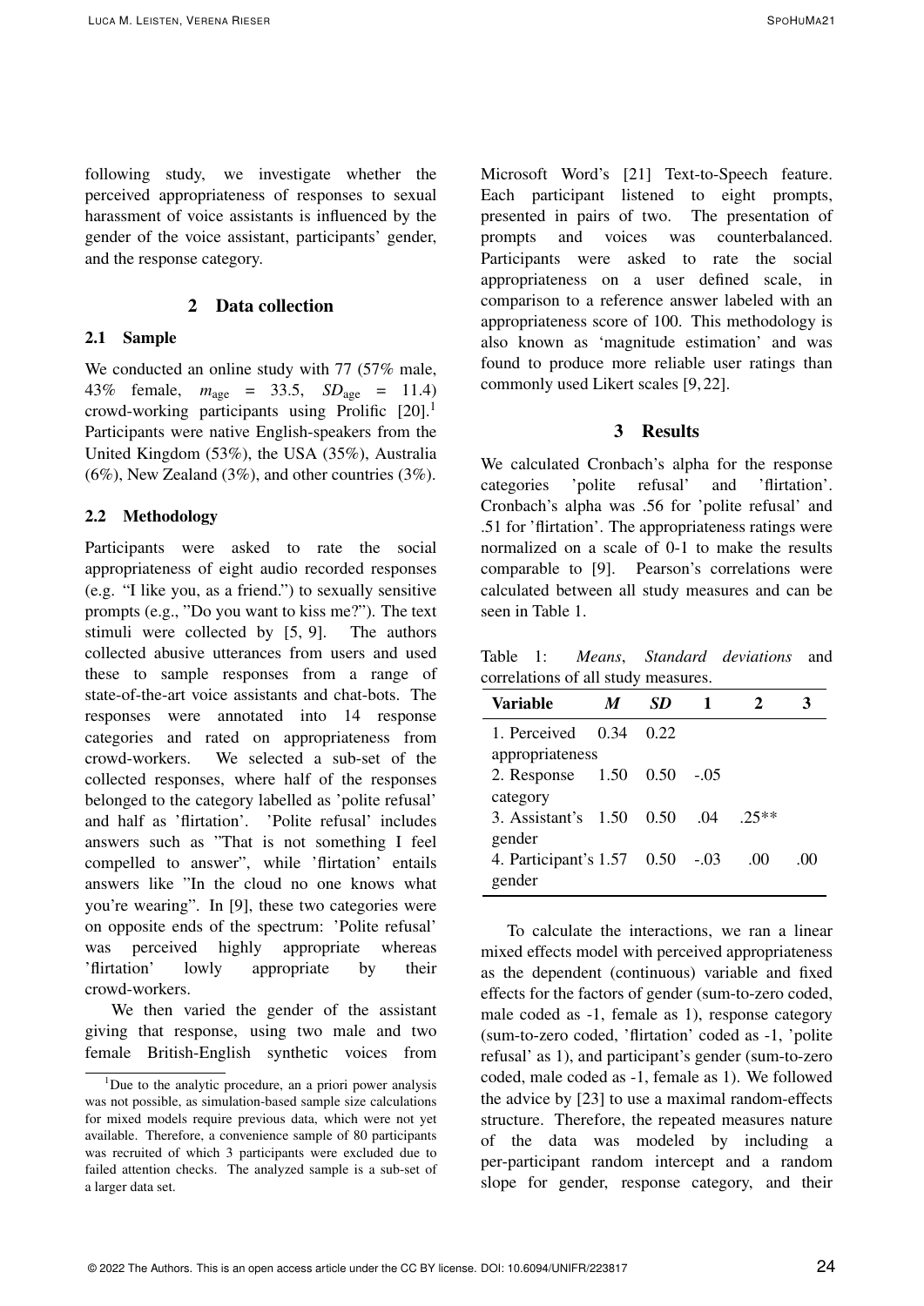following study, we investigate whether the perceived appropriateness of responses to sexual harassment of voice assistants is influenced by the gender of the voice assistant, participants' gender, and the response category.

## 2 Data collection

### 2.1 Sample

We conducted an online study with 77 (57% male, 43% female, $m_{\text{age}}$ = 33.5, $SD_{\text{age}}$ = 11.4) crowd-working participants using Prolific [20].[1] Participants were native English-speakers from the United Kingdom (53%), the USA (35%), Australia (6%), New Zealand (3%), and other countries (3%).

### 2.2 Methodology

Participants were asked to rate the social appropriateness of eight audio recorded responses (e.g. "I like you, as a friend.") to sexually sensitive prompts (e.g., "Do you want to kiss me?"). The text stimuli were collected by [5, 9]. The authors collected abusive utterances from users and used these to sample responses from a range of state-of-the-art voice assistants and chat-bots. The responses were annotated into 14 response categories and rated on appropriateness from crowd-workers. We selected a sub-set of the collected responses, where half of the responses belonged to the category labelled as 'polite refusal' and half as 'flirtation'. 'Polite refusal' includes answers such as "That is not something I feel compelled to answer", while 'flirtation' entails answers like "In the cloud no one knows what you're wearing". In [9], these two categories were on opposite ends of the spectrum: 'Polite refusal' was perceived highly appropriate whereas 'flirtation' lowly appropriate by their crowd-workers.

We then varied the gender of the assistant giving that response, using two male and two female British-English synthetic voices from Microsoft Word's [21] Text-to-Speech feature. Each participant listened to eight prompts, presented in pairs of two. The presentation of prompts and voices was counterbalanced. Participants were asked to rate the social appropriateness on a user defined scale, in comparison to a reference answer labeled with an appropriateness score of 100. This methodology is also known as 'magnitude estimation' and was found to produce more reliable user ratings than commonly used Likert scales [9, 22].

## 3 Results

We calculated Cronbach's alpha for the response categories 'polite refusal' and 'flirtation'. Cronbach's alpha was .56 for 'polite refusal' and .51 for 'flirtation'. The appropriateness ratings were normalized on a scale of 0-1 to make the results comparable to [9]. Pearson's correlations were calculated between all study measures and can be seen in Table 1.

Table 1: *Means*, *Standard deviations* and correlations of all study measures.

| Variable | *M* | *SD* | 1 | 2 | 3 |
|---|---|---|---|---|---|
| 1. Perceived appropriateness | 0.34 | 0.22 | | | |
| 2. Response category | 1.50 | 0.50 | -.05 | | |
| 3. Assistant's gender | 1.50 | 0.50 | .04 | .25** | |
| 4. Participant's gender | 1.57 | 0.50 | -.03 | .00 | .00 |

To calculate the interactions, we ran a linear mixed effects model with perceived appropriateness as the dependent (continuous) variable and fixed effects for the factors of gender (sum-to-zero coded, male coded as -1, female as 1), response category (sum-to-zero coded, 'flirtation' coded as -1, 'polite refusal' as 1), and participant's gender (sum-to-zero coded, male coded as -1, female as 1). We followed the advice by [23] to use a maximal random-effects structure. Therefore, the repeated measures nature of the data was modeled by including a per-participant random intercept and a random slope for gender, response category, and their

[1] Due to the analytic procedure, an a priori power analysis was not possible, as simulation-based sample size calculations for mixed models require previous data, which were not yet available. Therefore, a convenience sample of 80 participants was recruited of which 3 participants were excluded due to failed attention checks. The analyzed sample is a sub-set of a larger data set.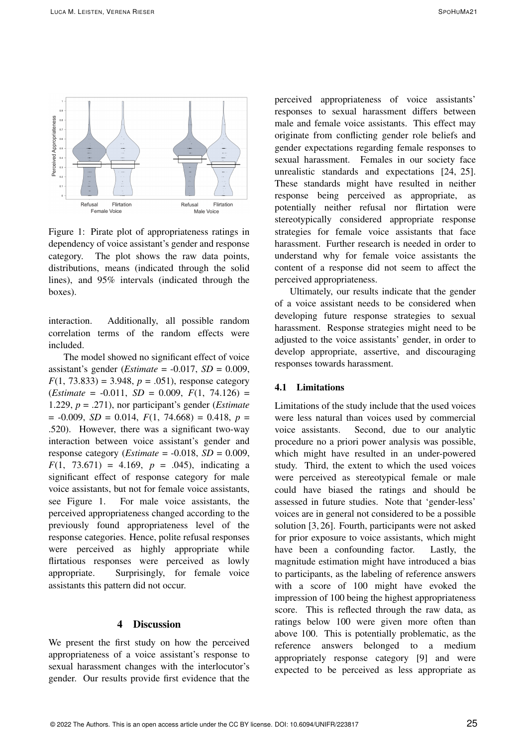Figure 1: Pirate plot of appropriateness ratings in dependency of voice assistant's gender and response category. The plot shows the raw data points, distributions, means (indicated through the solid lines), and 95% intervals (indicated through the boxes).

interaction. Additionally, all possible random correlation terms of the random effects were included.

The model showed no significant effect of voice assistant's gender (*Estimate* = -0.017, *SD* = 0.009, $F(1, 73.833) = 3.948$, $p = .051$), response category (*Estimate* = -0.011, *SD* = 0.009, $F(1, 74.126) = 1.229$, $p = .271$), nor participant's gender (*Estimate* = -0.009, *SD* = 0.014, $F(1, 74.668) = 0.418$, $p = .520$). However, there was a significant two-way interaction between voice assistant's gender and response category (*Estimate* = -0.018, *SD* = 0.009, $F(1, 73.671) = 4.169$, $p = .045$), indicating a significant effect of response category for male voice assistants, but not for female voice assistants, see Figure 1. For male voice assistants, the perceived appropriateness changed according to the previously found appropriateness level of the response categories. Hence, polite refusal responses were perceived as highly appropriate while flirtatious responses were perceived as lowly appropriate. Surprisingly, for female voice assistants this pattern did not occur.

## 4 Discussion

We present the first study on how the perceived appropriateness of a voice assistant's response to sexual harassment changes with the interlocutor's gender. Our results provide first evidence that the perceived appropriateness of voice assistants' responses to sexual harassment differs between male and female voice assistants. This effect may originate from conflicting gender role beliefs and gender expectations regarding female responses to sexual harassment. Females in our society face unrealistic standards and expectations [24, 25]. These standards might have resulted in neither response being perceived as appropriate, as potentially neither refusal nor flirtation were stereotypically considered appropriate response strategies for female voice assistants that face harassment. Further research is needed in order to understand why for female voice assistants the content of a response did not seem to affect the perceived appropriateness.

Ultimately, our results indicate that the gender of a voice assistant needs to be considered when developing future response strategies to sexual harassment. Response strategies might need to be adjusted to the voice assistants' gender, in order to develop appropriate, assertive, and discouraging responses towards harassment.

### 4.1 Limitations

Limitations of the study include that the used voices were less natural than voices used by commercial voice assistants. Second, due to our analytic procedure no a priori power analysis was possible, which might have resulted in an under-powered study. Third, the extent to which the used voices were perceived as stereotypical female or male could have biased the ratings and should be assessed in future studies. Note that 'gender-less' voices are in general not considered to be a possible solution [3, 26]. Fourth, participants were not asked for prior exposure to voice assistants, which might have been a confounding factor. Lastly, the magnitude estimation might have introduced a bias to participants, as the labeling of reference answers with a score of 100 might have evoked the impression of 100 being the highest appropriateness score. This is reflected through the raw data, as ratings below 100 were given more often than above 100. This is potentially problematic, as the reference answers belonged to a medium appropriately response category [9] and were expected to be perceived as less appropriate as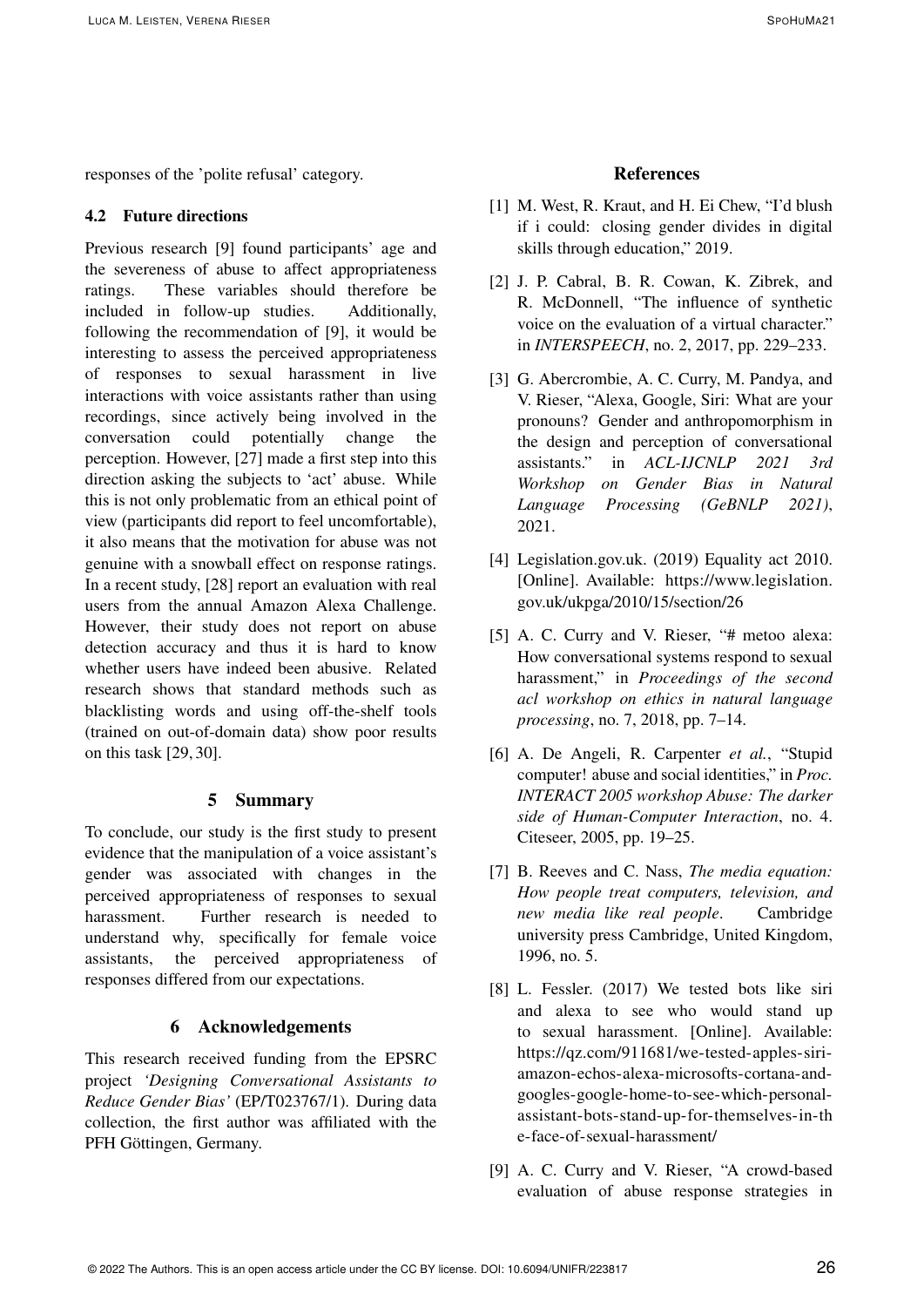responses of the 'polite refusal' category.

### 4.2 Future directions

Previous research [9] found participants' age and the severeness of abuse to affect appropriateness ratings. These variables should therefore be included in follow-up studies. Additionally, following the recommendation of [9], it would be interesting to assess the perceived appropriateness of responses to sexual harassment in live interactions with voice assistants rather than using recordings, since actively being involved in the conversation could potentially change the perception. However, [27] made a first step into this direction asking the subjects to 'act' abuse. While this is not only problematic from an ethical point of view (participants did report to feel uncomfortable), it also means that the motivation for abuse was not genuine with a snowball effect on response ratings. In a recent study, [28] report an evaluation with real users from the annual Amazon Alexa Challenge. However, their study does not report on abuse detection accuracy and thus it is hard to know whether users have indeed been abusive. Related research shows that standard methods such as blacklisting words and using off-the-shelf tools (trained on out-of-domain data) show poor results on this task [29, 30].

## 5 Summary

To conclude, our study is the first study to present evidence that the manipulation of a voice assistant's gender was associated with changes in the perceived appropriateness of responses to sexual harassment. Further research is needed to understand why, specifically for female voice assistants, the perceived appropriateness of responses differed from our expectations.

## 6 Acknowledgements

This research received funding from the EPSRC project *'Designing Conversational Assistants to Reduce Gender Bias'* (EP/T023767/1). During data collection, the first author was affiliated with the PFH Göttingen, Germany.

## References

[1] M. West, R. Kraut, and H. Ei Chew, "I'd blush if i could: closing gender divides in digital skills through education," 2019.

[2] J. P. Cabral, B. R. Cowan, K. Zibrek, and R. McDonnell, "The influence of synthetic voice on the evaluation of a virtual character." in *INTERSPEECH*, no. 2, 2017, pp. 229–233.

[3] G. Abercrombie, A. C. Curry, M. Pandya, and V. Rieser, "Alexa, Google, Siri: What are your pronouns? Gender and anthropomorphism in the design and perception of conversational assistants." in *ACL-IJCNLP 2021 3rd Workshop on Gender Bias in Natural Language Processing (GeBNLP 2021)*, 2021.

[4] Legislation.gov.uk. (2019) Equality act 2010. [Online]. Available: https://www.legislation.gov.uk/ukpga/2010/15/section/26

[5] A. C. Curry and V. Rieser, "# metoo alexa: How conversational systems respond to sexual harassment," in *Proceedings of the second acl workshop on ethics in natural language processing*, no. 7, 2018, pp. 7–14.

[6] A. De Angeli, R. Carpenter *et al.*, "Stupid computer! abuse and social identities," in *Proc. INTERACT 2005 workshop Abuse: The darker side of Human-Computer Interaction*, no. 4. Citeseer, 2005, pp. 19–25.

[7] B. Reeves and C. Nass, *The media equation: How people treat computers, television, and new media like real people*. Cambridge university press Cambridge, United Kingdom, 1996, no. 5.

[8] L. Fessler. (2017) We tested bots like siri and alexa to see who would stand up to sexual harassment. [Online]. Available: https://qz.com/911681/we-tested-apples-siri-amazon-echos-alexa-microsofts-cortana-and-googles-google-home-to-see-which-personal-assistant-bots-stand-up-for-themselves-in-the-face-of-sexual-harassment/

[9] A. C. Curry and V. Rieser, "A crowd-based evaluation of abuse response strategies in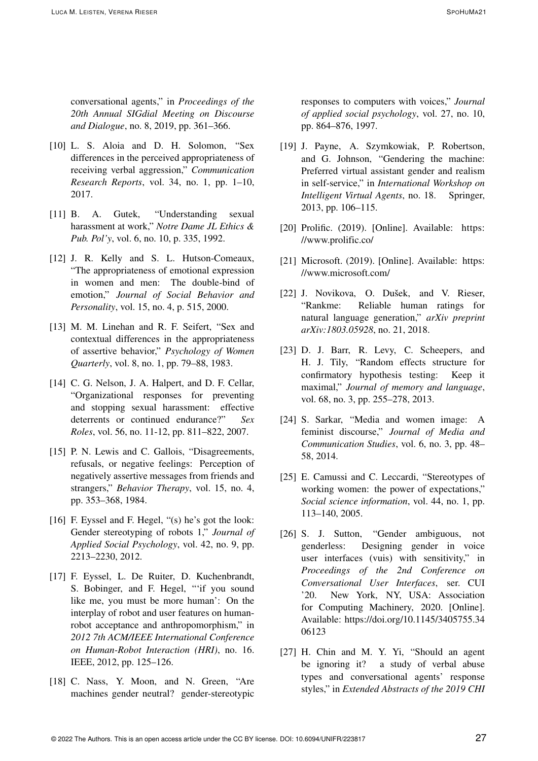conversational agents," in *Proceedings of the 20th Annual SIGdial Meeting on Discourse and Dialogue*, no. 8, 2019, pp. 361–366.

[10] L. S. Aloia and D. H. Solomon, "Sex differences in the perceived appropriateness of receiving verbal aggression," *Communication Research Reports*, vol. 34, no. 1, pp. 1–10, 2017.

[11] B. A. Gutek, "Understanding sexual harassment at work," *Notre Dame JL Ethics & Pub. Pol'y*, vol. 6, no. 10, p. 335, 1992.

[12] J. R. Kelly and S. L. Hutson-Comeaux, "The appropriateness of emotional expression in women and men: The double-bind of emotion," *Journal of Social Behavior and Personality*, vol. 15, no. 4, p. 515, 2000.

[13] M. M. Linehan and R. F. Seifert, "Sex and contextual differences in the appropriateness of assertive behavior," *Psychology of Women Quarterly*, vol. 8, no. 1, pp. 79–88, 1983.

[14] C. G. Nelson, J. A. Halpert, and D. F. Cellar, "Organizational responses for preventing and stopping sexual harassment: effective deterrents or continued endurance?" *Sex Roles*, vol. 56, no. 11-12, pp. 811–822, 2007.

[15] P. N. Lewis and C. Gallois, "Disagreements, refusals, or negative feelings: Perception of negatively assertive messages from friends and strangers," *Behavior Therapy*, vol. 15, no. 4, pp. 353–368, 1984.

[16] F. Eyssel and F. Hegel, "(s) he's got the look: Gender stereotyping of robots 1," *Journal of Applied Social Psychology*, vol. 42, no. 9, pp. 2213–2230, 2012.

[17] F. Eyssel, L. De Ruiter, D. Kuchenbrandt, S. Bobinger, and F. Hegel, "'if you sound like me, you must be more human': On the interplay of robot and user features on human-robot acceptance and anthropomorphism," in *2012 7th ACM/IEEE International Conference on Human-Robot Interaction (HRI)*, no. 16. IEEE, 2012, pp. 125–126.

[18] C. Nass, Y. Moon, and N. Green, "Are machines gender neutral? gender-stereotypic responses to computers with voices," *Journal of applied social psychology*, vol. 27, no. 10, pp. 864–876, 1997.

[19] J. Payne, A. Szymkowiak, P. Robertson, and G. Johnson, "Gendering the machine: Preferred virtual assistant gender and realism in self-service," in *International Workshop on Intelligent Virtual Agents*, no. 18. Springer, 2013, pp. 106–115.

[20] Prolific. (2019). [Online]. Available: https://www.prolific.co/

[21] Microsoft. (2019). [Online]. Available: https://www.microsoft.com/

[22] J. Novikova, O. Dušek, and V. Rieser, "Rankme: Reliable human ratings for natural language generation," *arXiv preprint arXiv:1803.05928*, no. 21, 2018.

[23] D. J. Barr, R. Levy, C. Scheepers, and H. J. Tily, "Random effects structure for confirmatory hypothesis testing: Keep it maximal," *Journal of memory and language*, vol. 68, no. 3, pp. 255–278, 2013.

[24] S. Sarkar, "Media and women image: A feminist discourse," *Journal of Media and Communication Studies*, vol. 6, no. 3, pp. 48–58, 2014.

[25] E. Camussi and C. Leccardi, "Stereotypes of working women: the power of expectations," *Social science information*, vol. 44, no. 1, pp. 113–140, 2005.

[26] S. J. Sutton, "Gender ambiguous, not genderless: Designing gender in voice user interfaces (vuis) with sensitivity," in *Proceedings of the 2nd Conference on Conversational User Interfaces*, ser. CUI '20. New York, NY, USA: Association for Computing Machinery, 2020. [Online]. Available: https://doi.org/10.1145/3405755.3406123

[27] H. Chin and M. Y. Yi, "Should an agent be ignoring it? a study of verbal abuse types and conversational agents' response styles," in *Extended Abstracts of the 2019 CHI*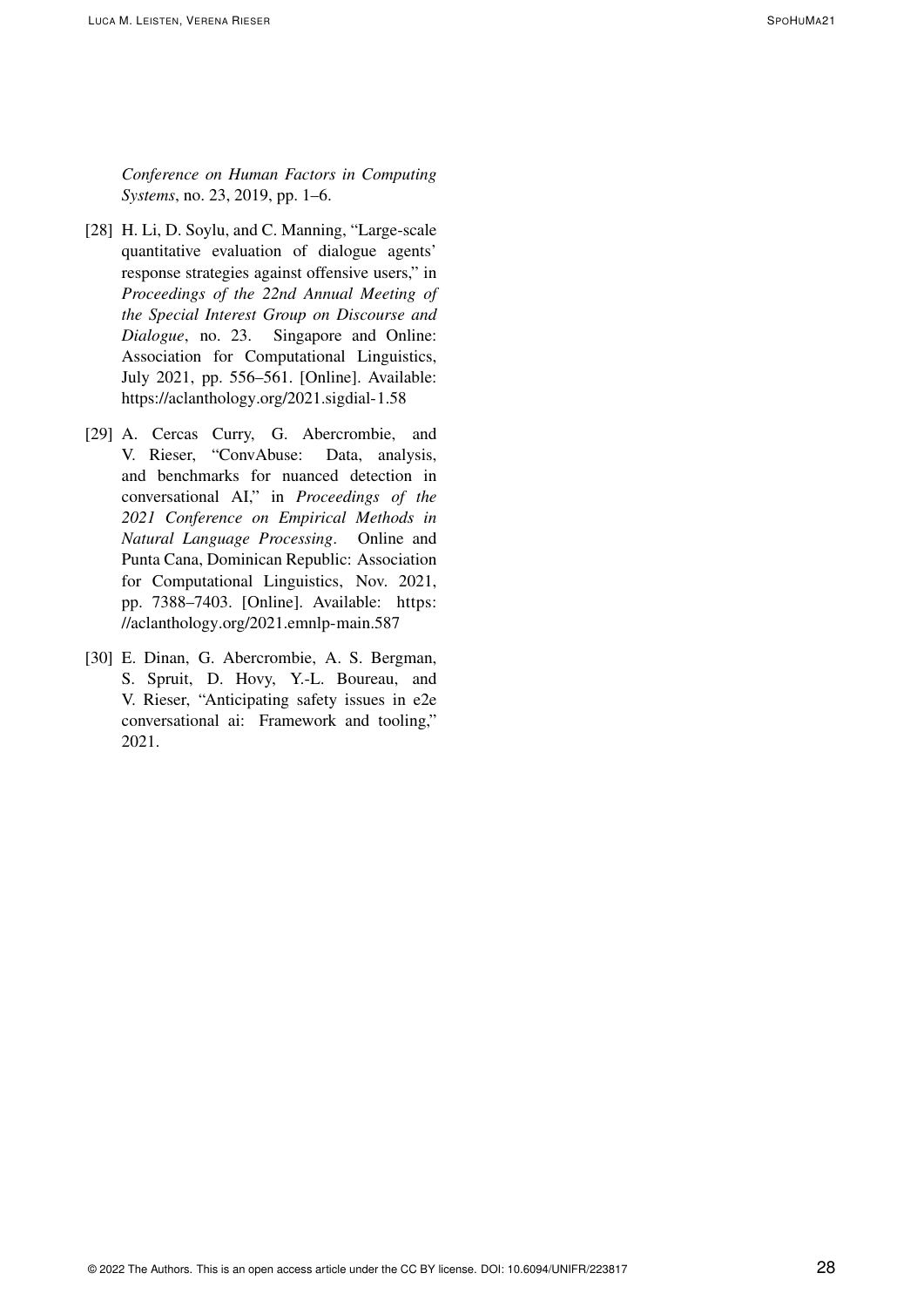*Conference on Human Factors in Computing Systems*, no. 23, 2019, pp. 1–6.

[28] H. Li, D. Soylu, and C. Manning, "Large-scale quantitative evaluation of dialogue agents' response strategies against offensive users," in *Proceedings of the 22nd Annual Meeting of the Special Interest Group on Discourse and Dialogue*, no. 23. Singapore and Online: Association for Computational Linguistics, July 2021, pp. 556–561. [Online]. Available: https://aclanthology.org/2021.sigdial-1.58

[29] A. Cercas Curry, G. Abercrombie, and V. Rieser, "ConvAbuse: Data, analysis, and benchmarks for nuanced detection in conversational AI," in *Proceedings of the 2021 Conference on Empirical Methods in Natural Language Processing*. Online and Punta Cana, Dominican Republic: Association for Computational Linguistics, Nov. 2021, pp. 7388–7403. [Online]. Available: https://aclanthology.org/2021.emnlp-main.587

[30] E. Dinan, G. Abercrombie, A. S. Bergman, S. Spruit, D. Hovy, Y.-L. Boureau, and V. Rieser, "Anticipating safety issues in e2e conversational ai: Framework and tooling," 2021.

© 2022 The Authors. This is an open access article under the CC BY license. DOI: 10.6094/UNIFR/223817